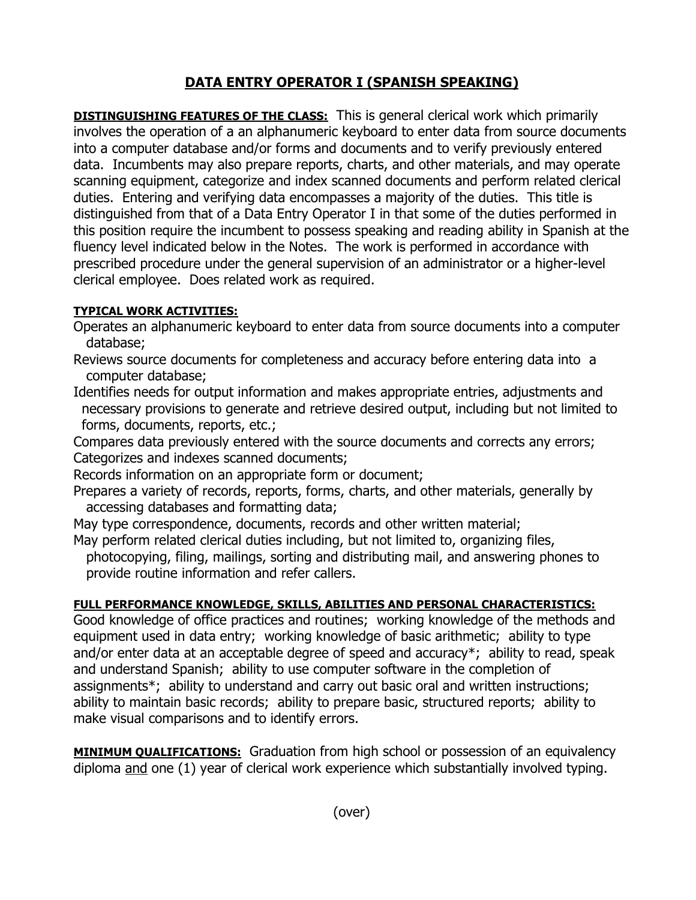# DATA ENTRY OPERATOR I (SPANISH SPEAKING)

**DISTINGUISHING FEATURES OF THE CLASS:** This is general clerical work which primarily involves the operation of a an alphanumeric keyboard to enter data from source documents into a computer database and/or forms and documents and to verify previously entered data. Incumbents may also prepare reports, charts, and other materials, and may operate scanning equipment, categorize and index scanned documents and perform related clerical duties. Entering and verifying data encompasses a majority of the duties. This title is distinguished from that of a Data Entry Operator I in that some of the duties performed in this position require the incumbent to possess speaking and reading ability in Spanish at the fluency level indicated below in the Notes. The work is performed in accordance with prescribed procedure under the general supervision of an administrator or a higher-level clerical employee. Does related work as required.

**TYPICAL WORK ACTIVITIES:**

Operates an alphanumeric keyboard to enter data from source documents into a computer database;

Reviews source documents for completeness and accuracy before entering data into a computer database;

Identifies needs for output information and makes appropriate entries, adjustments and necessary provisions to generate and retrieve desired output, including but not limited to forms, documents, reports, etc.;

Compares data previously entered with the source documents and corrects any errors;

Categorizes and indexes scanned documents;

Records information on an appropriate form or document;

Prepares a variety of records, reports, forms, charts, and other materials, generally by accessing databases and formatting data;

May type correspondence, documents, records and other written material;

May perform related clerical duties including, but not limited to, organizing files, photocopying, filing, mailings, sorting and distributing mail, and answering phones to provide routine information and refer callers.

**FULL PERFORMANCE KNOWLEDGE, SKILLS, ABILITIES AND PERSONAL CHARACTERISTICS:**

Good knowledge of office practices and routines; working knowledge of the methods and equipment used in data entry; working knowledge of basic arithmetic; ability to type and/or enter data at an acceptable degree of speed and accuracy*; ability to read, speak and understand Spanish; ability to use computer software in the completion of assignments*; ability to understand and carry out basic oral and written instructions; ability to maintain basic records; ability to prepare basic, structured reports; ability to make visual comparisons and to identify errors.

**MINIMUM QUALIFICATIONS:** Graduation from high school or possession of an equivalency diploma <u>and</u> one (1) year of clerical work experience which substantially involved typing.

(over)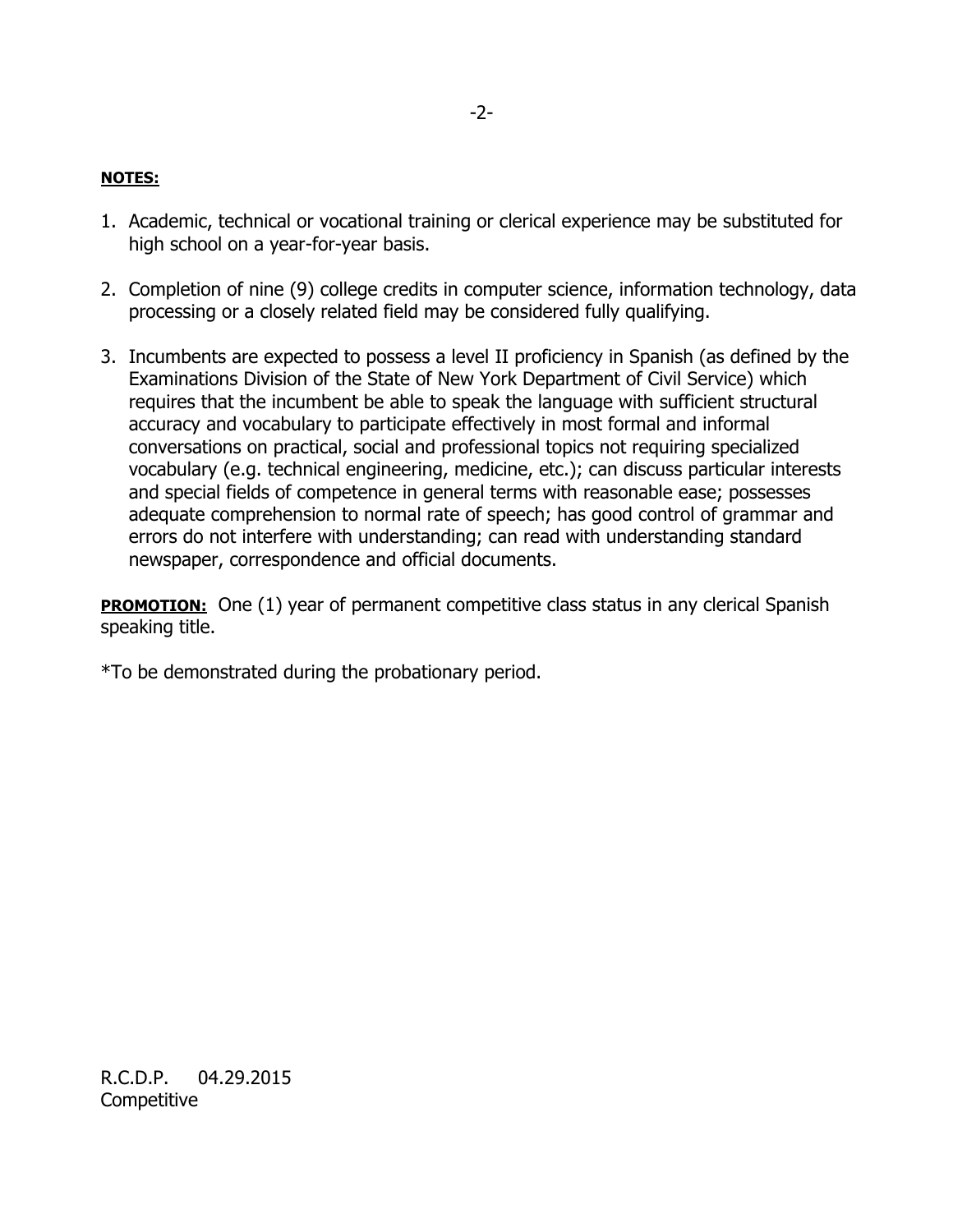**NOTES:**

1. Academic, technical or vocational training or clerical experience may be substituted for high school on a year-for-year basis.

2. Completion of nine (9) college credits in computer science, information technology, data processing or a closely related field may be considered fully qualifying.

3. Incumbents are expected to possess a level II proficiency in Spanish (as defined by the Examinations Division of the State of New York Department of Civil Service) which requires that the incumbent be able to speak the language with sufficient structural accuracy and vocabulary to participate effectively in most formal and informal conversations on practical, social and professional topics not requiring specialized vocabulary (e.g. technical engineering, medicine, etc.); can discuss particular interests and special fields of competence in general terms with reasonable ease; possesses adequate comprehension to normal rate of speech; has good control of grammar and errors do not interfere with understanding; can read with understanding standard newspaper, correspondence and official documents.

**PROMOTION:** One (1) year of permanent competitive class status in any clerical Spanish speaking title.

*To be demonstrated during the probationary period.

R.C.D.P. 04.29.2015
Competitive